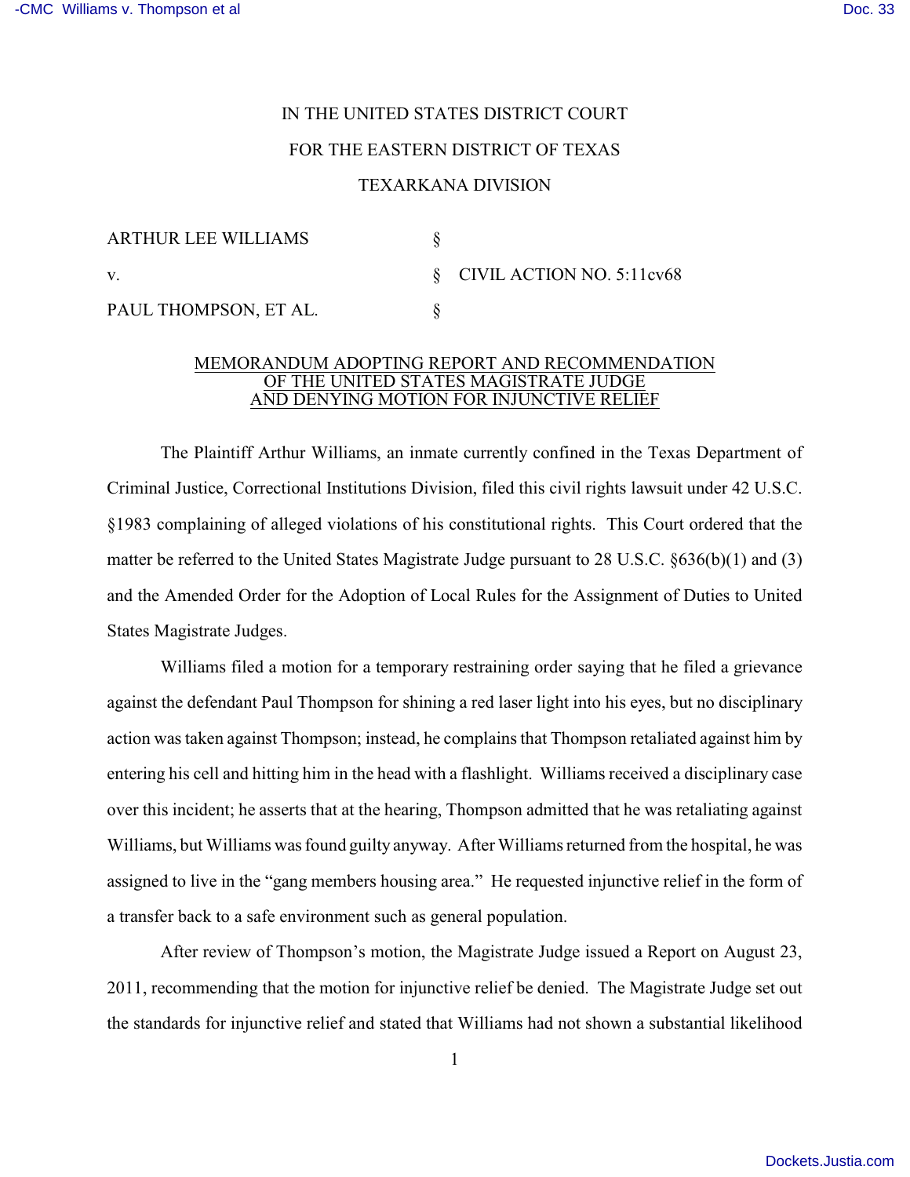IN THE UNITED STATES DISTRICT COURT

FOR THE EASTERN DISTRICT OF TEXAS

TEXARKANA DIVISION

| | | |
|---|---|---|
| ARTHUR LEE WILLIAMS | § | |
| v. | § | CIVIL ACTION NO. 5:11cv68 |
| PAUL THOMPSON, ET AL. | § | |

MEMORANDUM ADOPTING REPORT AND RECOMMENDATION OF THE UNITED STATES MAGISTRATE JUDGE AND DENYING MOTION FOR INJUNCTIVE RELIEF

The Plaintiff Arthur Williams, an inmate currently confined in the Texas Department of Criminal Justice, Correctional Institutions Division, filed this civil rights lawsuit under 42 U.S.C. §1983 complaining of alleged violations of his constitutional rights. This Court ordered that the matter be referred to the United States Magistrate Judge pursuant to 28 U.S.C. §636(b)(1) and (3) and the Amended Order for the Adoption of Local Rules for the Assignment of Duties to United States Magistrate Judges.

Williams filed a motion for a temporary restraining order saying that he filed a grievance against the defendant Paul Thompson for shining a red laser light into his eyes, but no disciplinary action was taken against Thompson; instead, he complains that Thompson retaliated against him by entering his cell and hitting him in the head with a flashlight. Williams received a disciplinary case over this incident; he asserts that at the hearing, Thompson admitted that he was retaliating against Williams, but Williams was found guilty anyway. After Williams returned from the hospital, he was assigned to live in the "gang members housing area." He requested injunctive relief in the form of a transfer back to a safe environment such as general population.

After review of Thompson's motion, the Magistrate Judge issued a Report on August 23, 2011, recommending that the motion for injunctive relief be denied. The Magistrate Judge set out the standards for injunctive relief and stated that Williams had not shown a substantial likelihood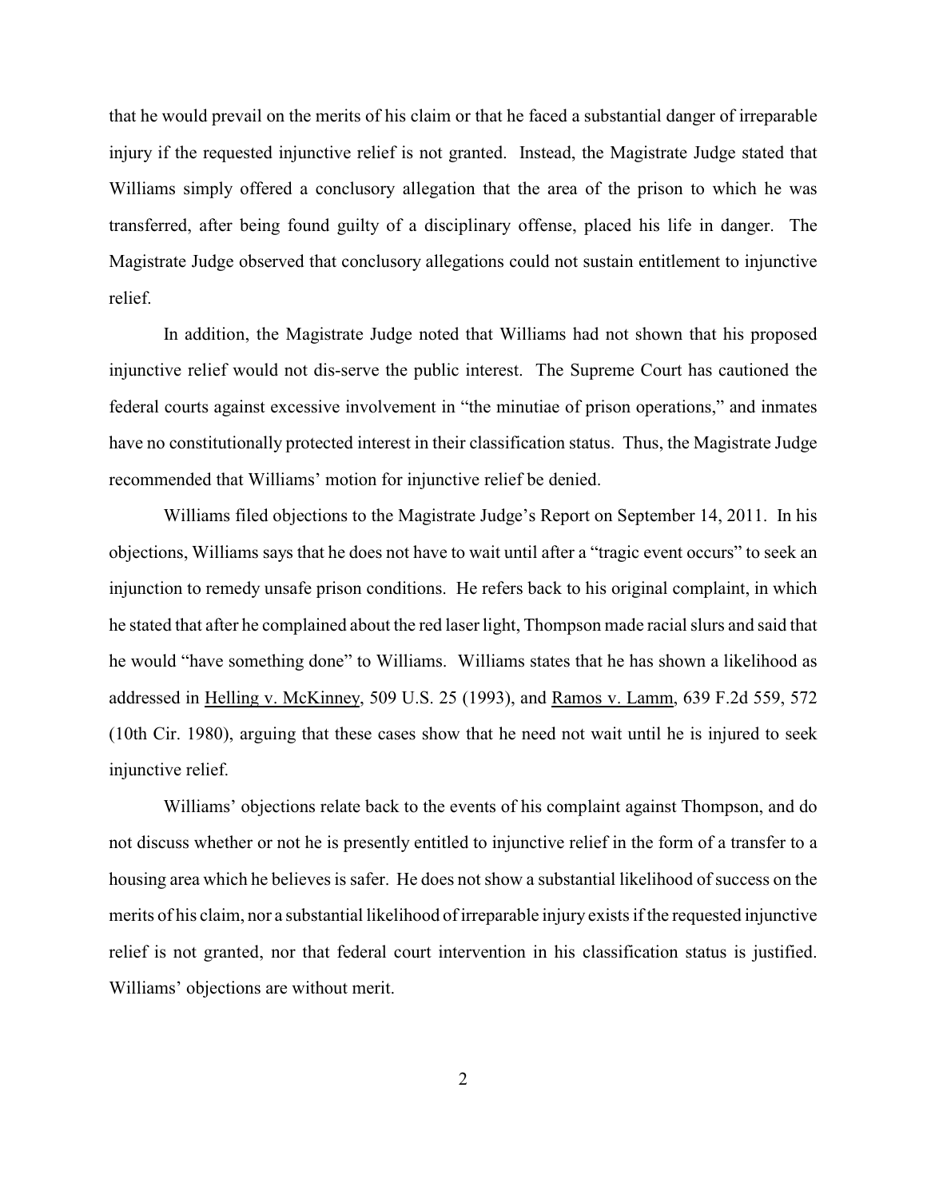that he would prevail on the merits of his claim or that he faced a substantial danger of irreparable injury if the requested injunctive relief is not granted. Instead, the Magistrate Judge stated that Williams simply offered a conclusory allegation that the area of the prison to which he was transferred, after being found guilty of a disciplinary offense, placed his life in danger. The Magistrate Judge observed that conclusory allegations could not sustain entitlement to injunctive relief.

In addition, the Magistrate Judge noted that Williams had not shown that his proposed injunctive relief would not dis-serve the public interest. The Supreme Court has cautioned the federal courts against excessive involvement in "the minutiae of prison operations," and inmates have no constitutionally protected interest in their classification status. Thus, the Magistrate Judge recommended that Williams' motion for injunctive relief be denied.

Williams filed objections to the Magistrate Judge's Report on September 14, 2011. In his objections, Williams says that he does not have to wait until after a "tragic event occurs" to seek an injunction to remedy unsafe prison conditions. He refers back to his original complaint, in which he stated that after he complained about the red laser light, Thompson made racial slurs and said that he would "have something done" to Williams. Williams states that he has shown a likelihood as addressed in Helling v. McKinney, 509 U.S. 25 (1993), and Ramos v. Lamm, 639 F.2d 559, 572 (10th Cir. 1980), arguing that these cases show that he need not wait until he is injured to seek injunctive relief.

Williams' objections relate back to the events of his complaint against Thompson, and do not discuss whether or not he is presently entitled to injunctive relief in the form of a transfer to a housing area which he believes is safer. He does not show a substantial likelihood of success on the merits of his claim, nor a substantial likelihood of irreparable injury exists if the requested injunctive relief is not granted, nor that federal court intervention in his classification status is justified. Williams' objections are without merit.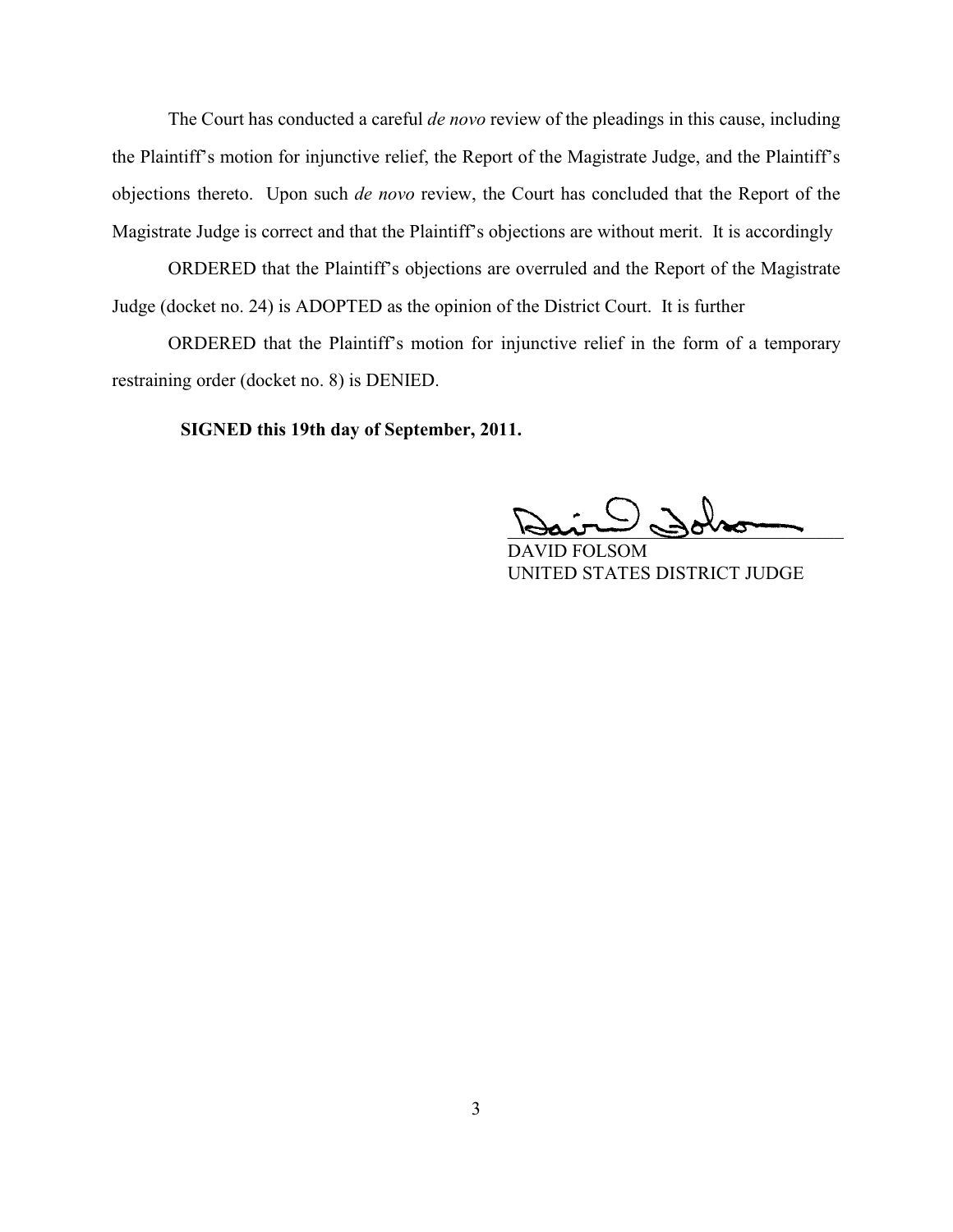The Court has conducted a careful *de novo* review of the pleadings in this cause, including the Plaintiff's motion for injunctive relief, the Report of the Magistrate Judge, and the Plaintiff's objections thereto. Upon such *de novo* review, the Court has concluded that the Report of the Magistrate Judge is correct and that the Plaintiff's objections are without merit. It is accordingly

ORDERED that the Plaintiff's objections are overruled and the Report of the Magistrate Judge (docket no. 24) is ADOPTED as the opinion of the District Court. It is further

ORDERED that the Plaintiff's motion for injunctive relief in the form of a temporary restraining order (docket no. 8) is DENIED.

**SIGNED this 19th day of September, 2011.**

DAVID FOLSOM
UNITED STATES DISTRICT JUDGE